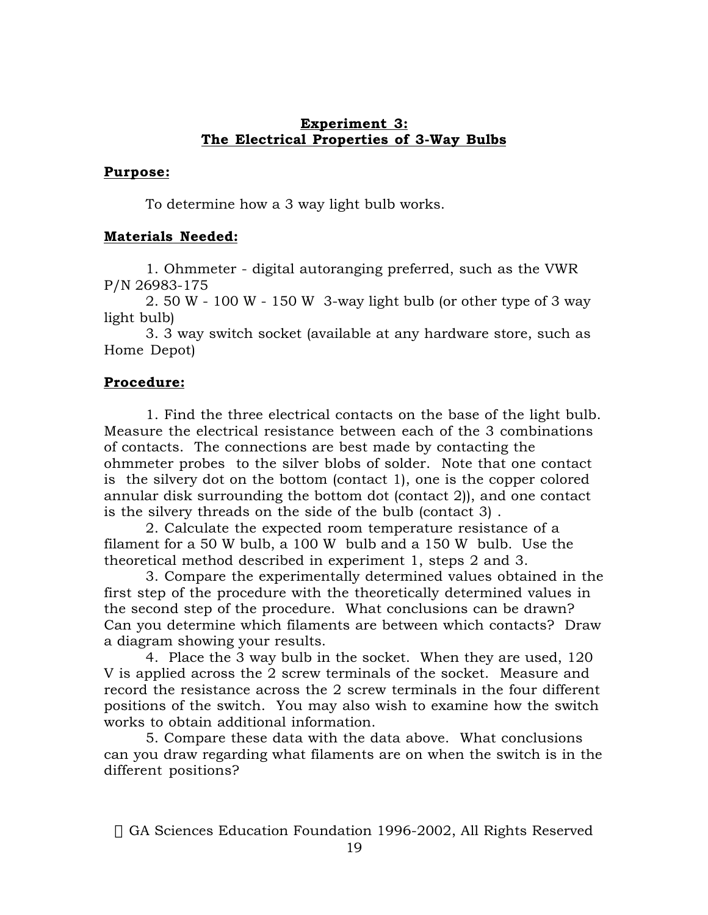# Experiment 3:
# The Electrical Properties of 3-Way Bulbs

## Purpose:

To determine how a 3 way light bulb works.

## Materials Needed:

1. Ohmmeter - digital autoranging preferred, such as the VWR P/N 26983-175
2. 50 W - 100 W - 150 W 3-way light bulb (or other type of 3 way light bulb)
3. 3 way switch socket (available at any hardware store, such as Home Depot)

## Procedure:

1. Find the three electrical contacts on the base of the light bulb. Measure the electrical resistance between each of the 3 combinations of contacts. The connections are best made by contacting the ohmmeter probes to the silver blobs of solder. Note that one contact is the silvery dot on the bottom (contact 1), one is the copper colored annular disk surrounding the bottom dot (contact 2)), and one contact is the silvery threads on the side of the bulb (contact 3) .

2. Calculate the expected room temperature resistance of a filament for a 50 W bulb, a 100 W bulb and a 150 W bulb. Use the theoretical method described in experiment 1, steps 2 and 3.

3. Compare the experimentally determined values obtained in the first step of the procedure with the theoretically determined values in the second step of the procedure. What conclusions can be drawn? Can you determine which filaments are between which contacts? Draw a diagram showing your results.

4. Place the 3 way bulb in the socket. When they are used, 120 V is applied across the 2 screw terminals of the socket. Measure and record the resistance across the 2 screw terminals in the four different positions of the switch. You may also wish to examine how the switch works to obtain additional information.

5. Compare these data with the data above. What conclusions can you draw regarding what filaments are on when the switch is in the different positions?

© GA Sciences Education Foundation 1996-2002, All Rights Reserved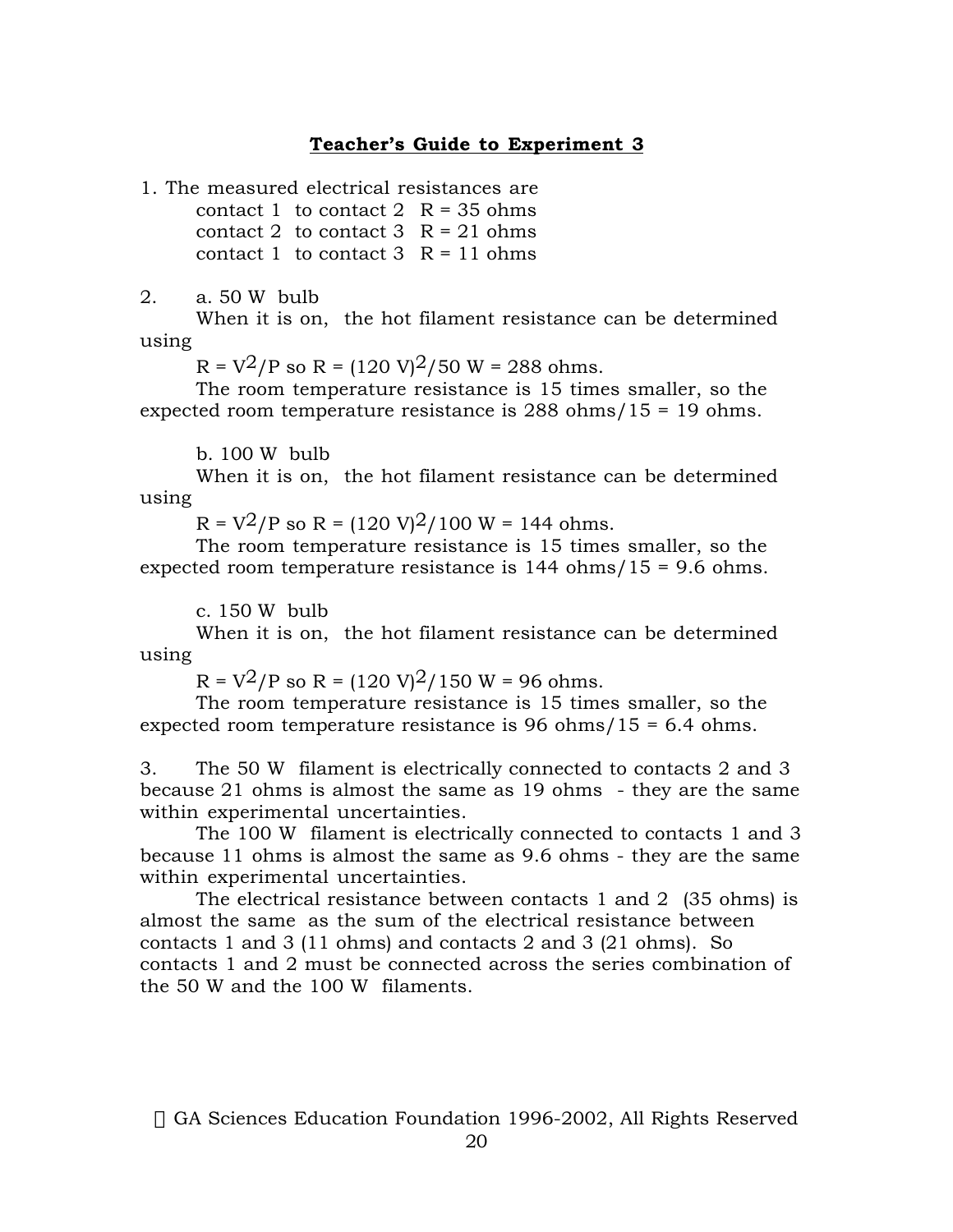## Teacher's Guide to Experiment 3

1. The measured electrical resistances are

   contact 1 to contact 2 $R = 35$ ohms
   contact 2 to contact 3 $R = 21$ ohms
   contact 1 to contact 3 $R = 11$ ohms

2. a. 50 W bulb

   When it is on, the hot filament resistance can be determined using

   $R = V^2/P$ so $R = (120\text{ V})^2/50\text{ W} = 288$ ohms.

   The room temperature resistance is 15 times smaller, so the expected room temperature resistance is 288 ohms/15 = 19 ohms.

   b. 100 W bulb

   When it is on, the hot filament resistance can be determined using

   $R = V^2/P$ so $R = (120\text{ V})^2/100\text{ W} = 144$ ohms.

   The room temperature resistance is 15 times smaller, so the expected room temperature resistance is 144 ohms/15 = 9.6 ohms.

   c. 150 W bulb

   When it is on, the hot filament resistance can be determined using

   $R = V^2/P$ so $R = (120\text{ V})^2/150\text{ W} = 96$ ohms.

   The room temperature resistance is 15 times smaller, so the expected room temperature resistance is 96 ohms/15 = 6.4 ohms.

3. The 50 W filament is electrically connected to contacts 2 and 3 because 21 ohms is almost the same as 19 ohms - they are the same within experimental uncertainties.

   The 100 W filament is electrically connected to contacts 1 and 3 because 11 ohms is almost the same as 9.6 ohms - they are the same within experimental uncertainties.

   The electrical resistance between contacts 1 and 2 (35 ohms) is almost the same as the sum of the electrical resistance between contacts 1 and 3 (11 ohms) and contacts 2 and 3 (21 ohms). So contacts 1 and 2 must be connected across the series combination of the 50 W and the 100 W filaments.

© GA Sciences Education Foundation 1996-2002, All Rights Reserved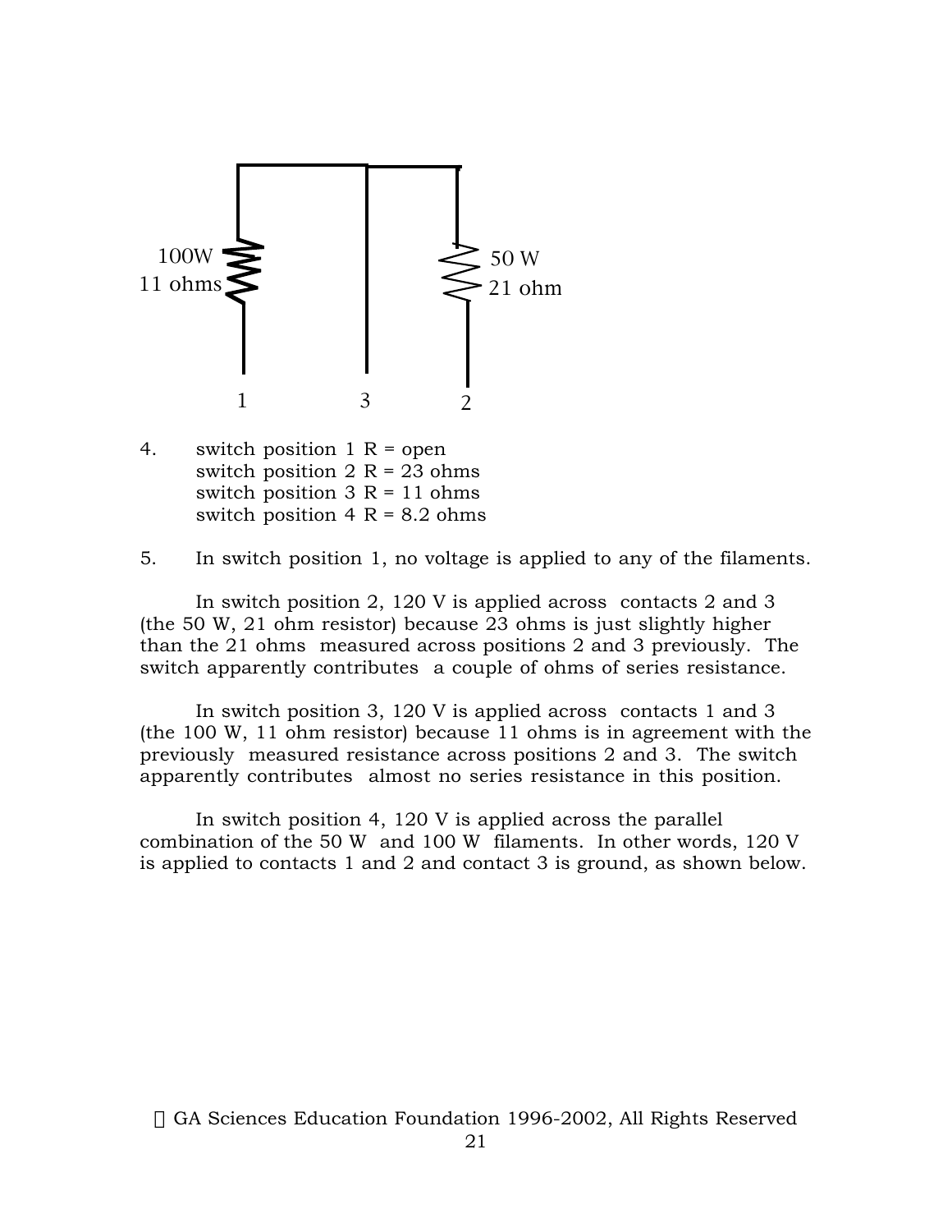4. switch position 1 R = open
   switch position 2 R = 23 ohms
   switch position 3 R = 11 ohms
   switch position 4 R = 8.2 ohms

5. In switch position 1, no voltage is applied to any of the filaments.

In switch position 2, 120 V is applied across contacts 2 and 3 (the 50 W, 21 ohm resistor) because 23 ohms is just slightly higher than the 21 ohms measured across positions 2 and 3 previously. The switch apparently contributes a couple of ohms of series resistance.

In switch position 3, 120 V is applied across contacts 1 and 3 (the 100 W, 11 ohm resistor) because 11 ohms is in agreement with the previously measured resistance across positions 2 and 3. The switch apparently contributes almost no series resistance in this position.

In switch position 4, 120 V is applied across the parallel combination of the 50 W and 100 W filaments. In other words, 120 V is applied to contacts 1 and 2 and contact 3 is ground, as shown below.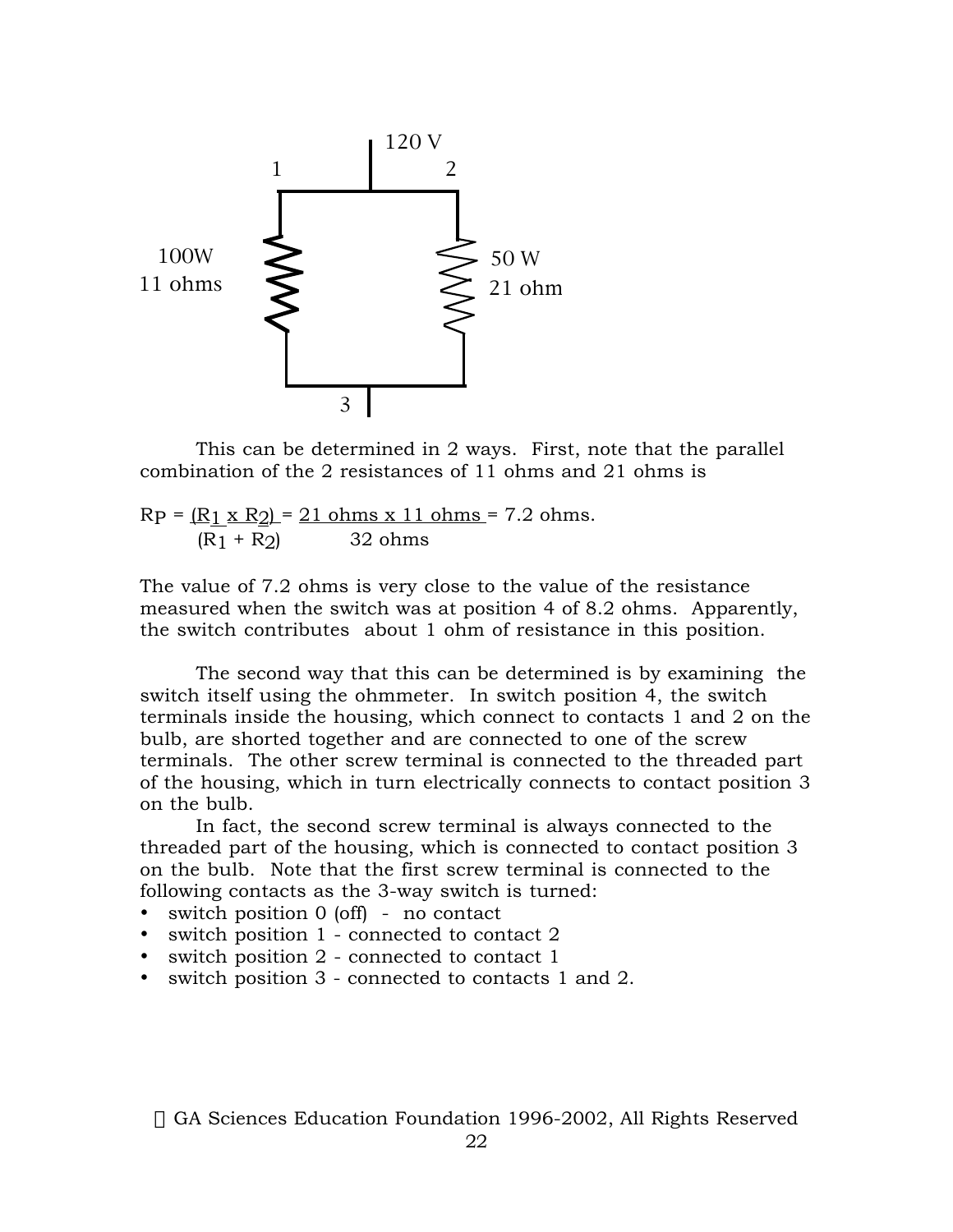120 V

1 2

100W
11 ohms

50 W
21 ohm

3

This can be determined in 2 ways. First, note that the parallel combination of the 2 resistances of 11 ohms and 21 ohms is

$$R_P = \frac{(R_1 \times R_2)}{(R_1 + R_2)} = \frac{21 \text{ ohms} \times 11 \text{ ohms}}{32 \text{ ohms}} = 7.2 \text{ ohms.}$$

The value of 7.2 ohms is very close to the value of the resistance measured when the switch was at position 4 of 8.2 ohms. Apparently, the switch contributes about 1 ohm of resistance in this position.

The second way that this can be determined is by examining the switch itself using the ohmmeter. In switch position 4, the switch terminals inside the housing, which connect to contacts 1 and 2 on the bulb, are shorted together and are connected to one of the screw terminals. The other screw terminal is connected to the threaded part of the housing, which in turn electrically connects to contact position 3 on the bulb.

In fact, the second screw terminal is always connected to the threaded part of the housing, which is connected to contact position 3 on the bulb. Note that the first screw terminal is connected to the following contacts as the 3-way switch is turned:

- switch position 0 (off) - no contact
- switch position 1 - connected to contact 2
- switch position 2 - connected to contact 1
- switch position 3 - connected to contacts 1 and 2.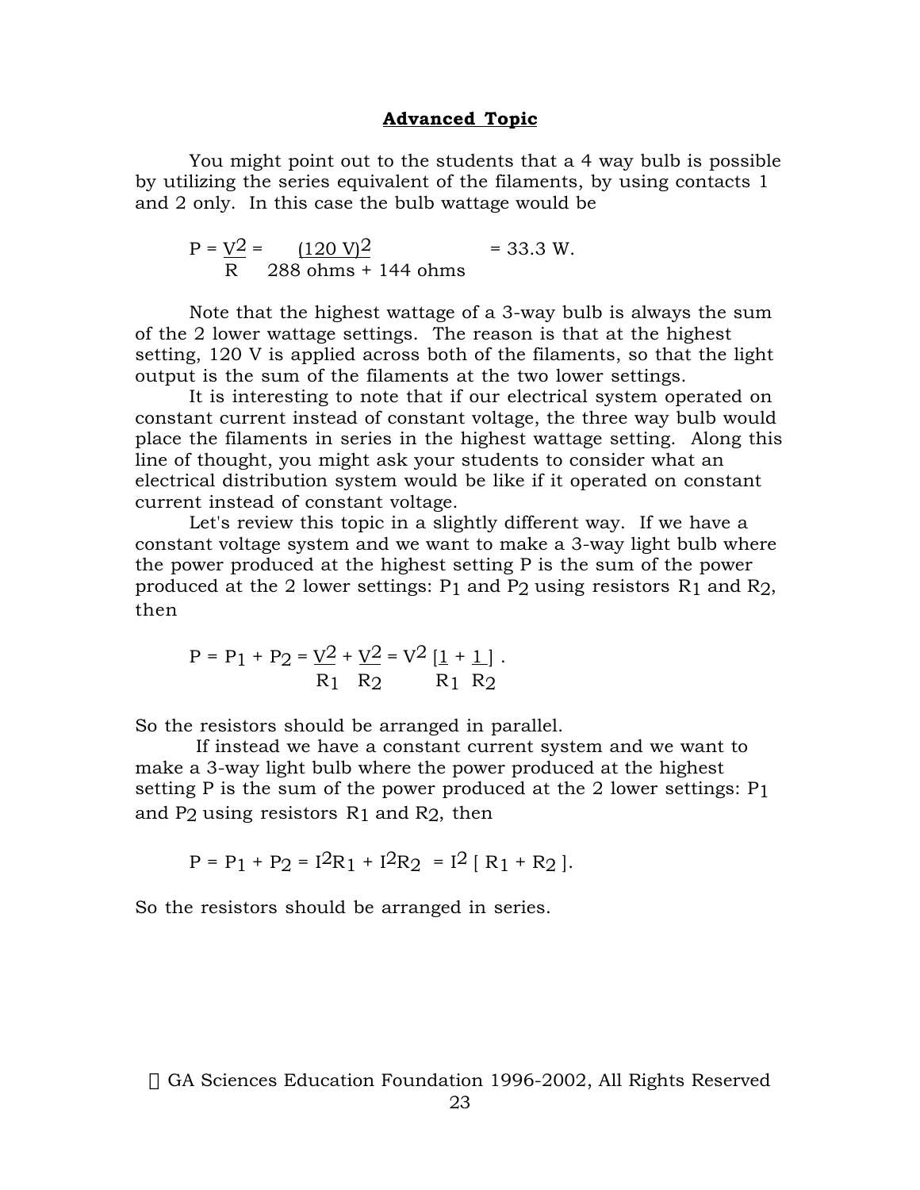## Advanced Topic

You might point out to the students that a 4 way bulb is possible by utilizing the series equivalent of the filaments, by using contacts 1 and 2 only. In this case the bulb wattage would be

$$P = \frac{V^2}{R} = \frac{(120\ V)^2}{288\ \text{ohms} + 144\ \text{ohms}} = 33.3\ W.$$

Note that the highest wattage of a 3-way bulb is always the sum of the 2 lower wattage settings. The reason is that at the highest setting, 120 V is applied across both of the filaments, so that the light output is the sum of the filaments at the two lower settings.

It is interesting to note that if our electrical system operated on constant current instead of constant voltage, the three way bulb would place the filaments in series in the highest wattage setting. Along this line of thought, you might ask your students to consider what an electrical distribution system would be like if it operated on constant current instead of constant voltage.

Let's review this topic in a slightly different way. If we have a constant voltage system and we want to make a 3-way light bulb where the power produced at the highest setting P is the sum of the power produced at the 2 lower settings: $P_1$ and $P_2$ using resistors $R_1$ and $R_2$, then

$$P = P_1 + P_2 = \frac{V^2}{R_1} + \frac{V^2}{R_2} = V^2 \left[\frac{1}{R_1} + \frac{1}{R_2}\right].$$

So the resistors should be arranged in parallel.

If instead we have a constant current system and we want to make a 3-way light bulb where the power produced at the highest setting P is the sum of the power produced at the 2 lower settings: $P_1$ and $P_2$ using resistors $R_1$ and $R_2$, then

$$P = P_1 + P_2 = I^2R_1 + I^2R_2 = I^2 [\, R_1 + R_2 \,].$$

So the resistors should be arranged in series.

GA Sciences Education Foundation 1996-2002, All Rights Reserved